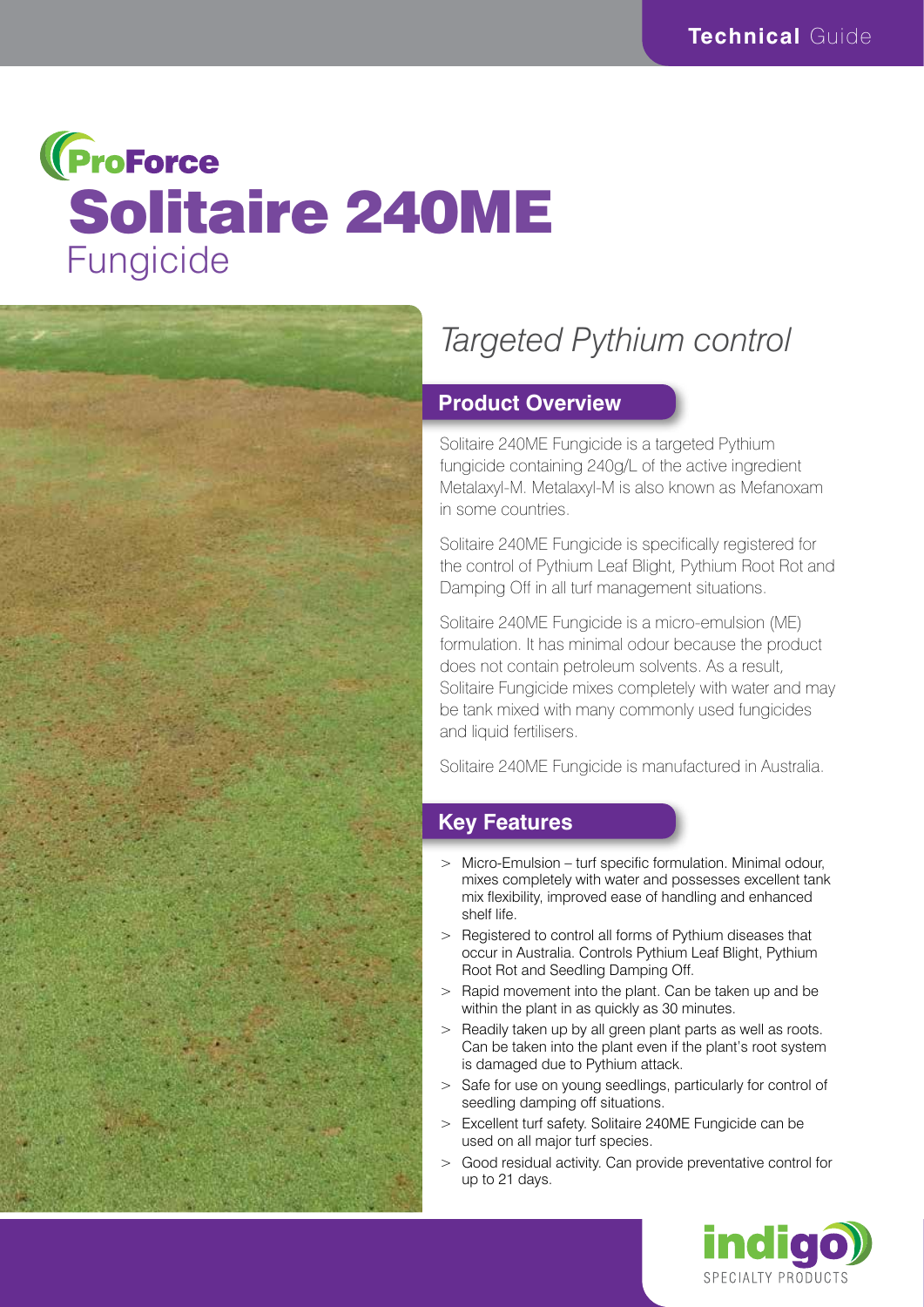Technical Guide

ProForce

# Solitaire 240ME
Fungicide

*Targeted Pythium control*

## Product Overview

Solitaire 240ME Fungicide is a targeted Pythium fungicide containing 240g/L of the active ingredient Metalaxyl-M. Metalaxyl-M is also known as Mefanoxam in some countries.

Solitaire 240ME Fungicide is specifically registered for the control of Pythium Leaf Blight, Pythium Root Rot and Damping Off in all turf management situations.

Solitaire 240ME Fungicide is a micro-emulsion (ME) formulation. It has minimal odour because the product does not contain petroleum solvents. As a result, Solitaire Fungicide mixes completely with water and may be tank mixed with many commonly used fungicides and liquid fertilisers.

Solitaire 240ME Fungicide is manufactured in Australia.

## Key Features

- Micro-Emulsion – turf specific formulation. Minimal odour, mixes completely with water and possesses excellent tank mix flexibility, improved ease of handling and enhanced shelf life.
- Registered to control all forms of Pythium diseases that occur in Australia. Controls Pythium Leaf Blight, Pythium Root Rot and Seedling Damping Off.
- Rapid movement into the plant. Can be taken up and be within the plant in as quickly as 30 minutes.
- Readily taken up by all green plant parts as well as roots. Can be taken into the plant even if the plant's root system is damaged due to Pythium attack.
- Safe for use on young seedlings, particularly for control of seedling damping off situations.
- Excellent turf safety. Solitaire 240ME Fungicide can be used on all major turf species.
- Good residual activity. Can provide preventative control for up to 21 days.

indigo SPECIALTY PRODUCTS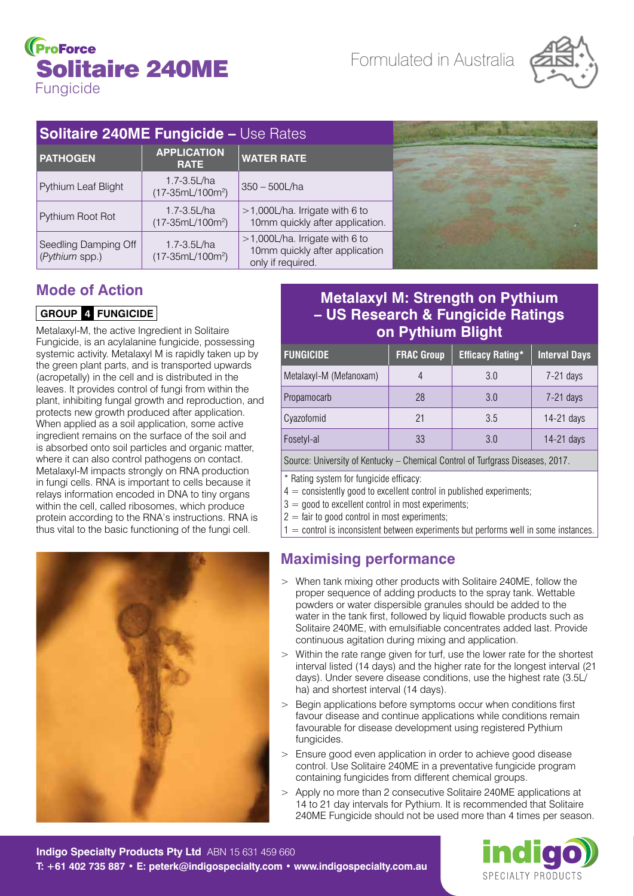ProForce

# Solitaire 240ME

Fungicide

Formulated in Australia

## Solitaire 240ME Fungicide – Use Rates

| PATHOGEN | APPLICATION RATE | WATER RATE |
|---|---|---|
| Pythium Leaf Blight | 1.7-3.5L/ha (17-35mL/100m$^2$) | 350 – 500L/ha |
| Pythium Root Rot | 1.7-3.5L/ha (17-35mL/100m$^2$) | >1,000L/ha. Irrigate with 6 to 10mm quickly after application. |
| Seedling Damping Off (*Pythium* spp.) | 1.7-3.5L/ha (17-35mL/100m$^2$) | >1,000L/ha. Irrigate with 6 to 10mm quickly after application only if required. |

## Mode of Action

**GROUP 4 FUNGICIDE**

Metalaxyl-M, the active Ingredient in Solitaire Fungicide, is an acylalanine fungicide, possessing systemic activity. Metalaxyl M is rapidly taken up by the green plant parts, and is transported upwards (acropetally) in the cell and is distributed in the leaves. It provides control of fungi from within the plant, inhibiting fungal growth and reproduction, and protects new growth produced after application. When applied as a soil application, some active ingredient remains on the surface of the soil and is absorbed onto soil particles and organic matter, where it can also control pathogens on contact. Metalaxyl-M impacts strongly on RNA production in fungi cells. RNA is important to cells because it relays information encoded in DNA to tiny organs within the cell, called ribosomes, which produce protein according to the RNA's instructions. RNA is thus vital to the basic functioning of the fungi cell.

## Metalaxyl M: Strength on Pythium – US Research & Fungicide Ratings on Pythium Blight

| FUNGICIDE | FRAC Group | Efficacy Rating* | Interval Days |
|---|---|---|---|
| Metalaxyl-M (Mefanoxam) | 4 | 3.0 | 7-21 days |
| Propamocarb | 28 | 3.0 | 7-21 days |
| Cyazofomid | 21 | 3.5 | 14-21 days |
| Fosetyl-al | 33 | 3.0 | 14-21 days |

Source: University of Kentucky – Chemical Control of Turfgrass Diseases, 2017.

\* Rating system for fungicide efficacy:
4 = consistently good to excellent control in published experiments;
3 = good to excellent control in most experiments;
2 = fair to good control in most experiments;
1 = control is inconsistent between experiments but performs well in some instances.

## Maximising performance

- When tank mixing other products with Solitaire 240ME, follow the proper sequence of adding products to the spray tank. Wettable powders or water dispersible granules should be added to the water in the tank first, followed by liquid flowable products such as Solitaire 240ME, with emulsifiable concentrates added last. Provide continuous agitation during mixing and application.
- Within the rate range given for turf, use the lower rate for the shortest interval listed (14 days) and the higher rate for the longest interval (21 days). Under severe disease conditions, use the highest rate (3.5L/ha) and shortest interval (14 days).
- Begin applications before symptoms occur when conditions first favour disease and continue applications while conditions remain favourable for disease development using registered Pythium fungicides.
- Ensure good even application in order to achieve good disease control. Use Solitaire 240ME in a preventative fungicide program containing fungicides from different chemical groups.
- Apply no more than 2 consecutive Solitaire 240ME applications at 14 to 21 day intervals for Pythium. It is recommended that Solitaire 240ME Fungicide should not be used more than 4 times per season.

**Indigo Specialty Products Pty Ltd** ABN 15 631 459 660
**T: +61 402 735 887 • E: peterk@indigospecialty.com • www.indigospecialty.com.au**

indigo SPECIALTY PRODUCTS